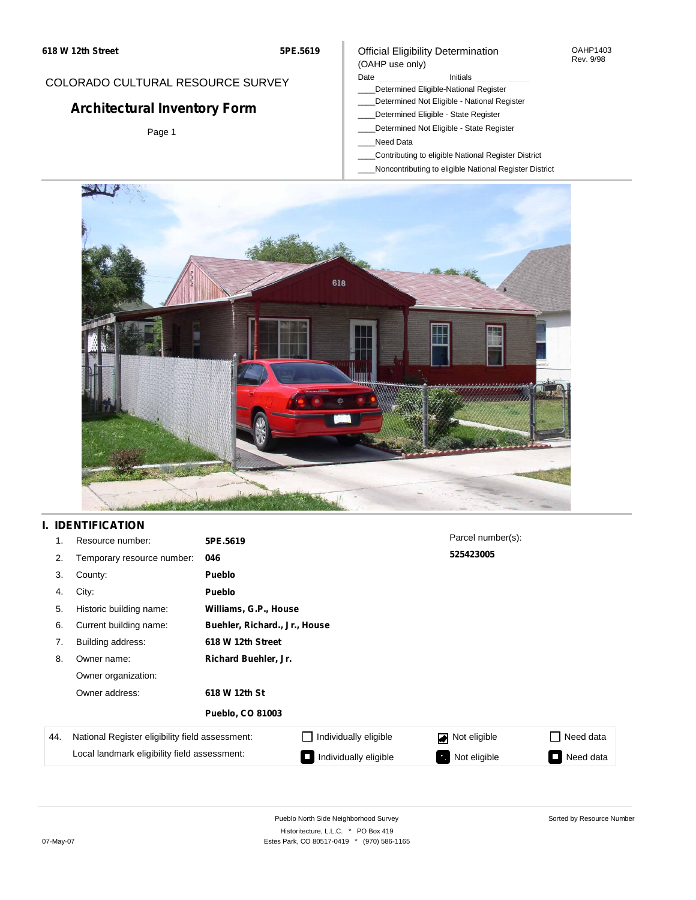618 W 12th Street 5PE.5619

COLORADO CULTURAL RESOURCE SURVEY

# Architectural Inventory Form

Page 1

Official Eligibility Determination
(OAHP use only)

OAHP1403
Rev. 9/98

Date ____________ Initials ____________

____Determined Eligible-National Register
____Determined Not Eligible - National Register
____Determined Eligible - State Register
____Determined Not Eligible - State Register
____Need Data
____Contributing to eligible National Register District
____Noncontributing to eligible National Register District

## I. IDENTIFICATION

| | | |
|---|---|---|
| 1. | Resource number: | **5PE.5619** |
| 2. | Temporary resource number: | **046** |
| 3. | County: | **Pueblo** |
| 4. | City: | **Pueblo** |
| 5. | Historic building name: | **Williams, G.P., House** |
| 6. | Current building name: | **Buehler, Richard., Jr., House** |
| 7. | Building address: | **618 W 12th Street** |
| 8. | Owner name: | **Richard Buehler, Jr.** |
| | Owner organization: | |
| | Owner address: | **618 W 12th St** |
| | | **Pueblo, CO 81003** |

Parcel number(s):
**525423005**

| 44. | | | | |
|---|---|---|---|---|
| National Register eligibility field assessment: | ☐ Individually eligible | ☑ Not eligible | ☐ Need data |
| Local landmark eligibility field assessment: | ■ Individually eligible | ■ Not eligible | ■ Need data |

Pueblo North Side Neighborhood Survey
Historitecture, L.L.C. * PO Box 419
Estes Park, CO 80517-0419 * (970) 586-1165

Sorted by Resource Number

07-May-07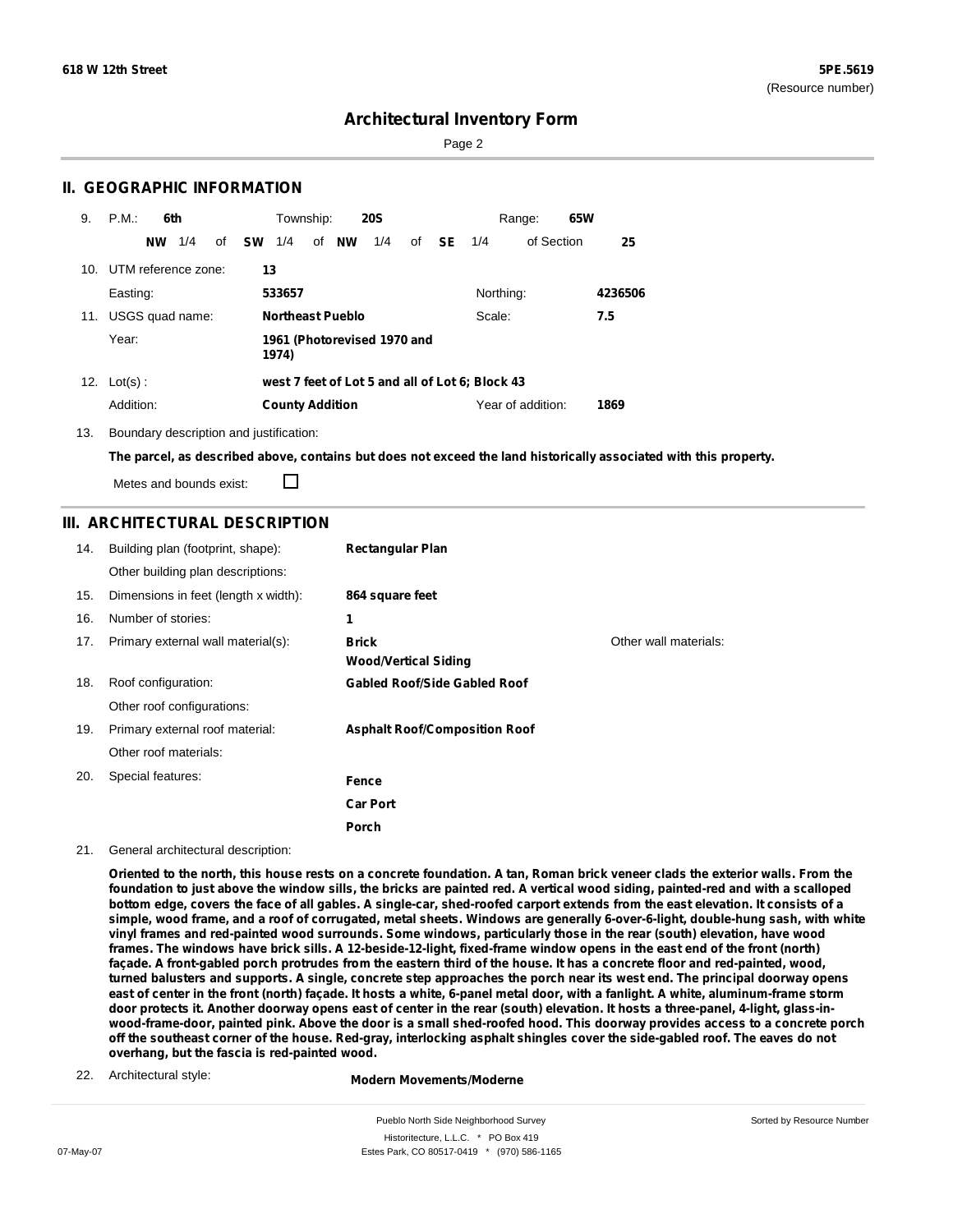# Architectural Inventory Form

## II. GEOGRAPHIC INFORMATION

9. P.M.: **6th** Township: **20S** Range: **65W**

**NW** 1/4 of **SW** 1/4 of **NW** 1/4 of **SE** 1/4 of Section **25**

10. UTM reference zone: **13**

Easting: **533657** Northing: **4236506**

11. USGS quad name: **Northeast Pueblo** Scale: **7.5**

Year: **1961 (Photorevised 1970 and 1974)**

12. Lot(s) : **west 7 feet of Lot 5 and all of Lot 6; Block 43**

Addition: **County Addition** Year of addition: **1869**

13. Boundary description and justification:

**The parcel, as described above, contains but does not exceed the land historically associated with this property.**

Metes and bounds exist: ☐

## III. ARCHITECTURAL DESCRIPTION

| | | | |
|---|---|---|---|
| 14. | Building plan (footprint, shape): | **Rectangular Plan** | |
| | Other building plan descriptions: | | |
| 15. | Dimensions in feet (length x width): | **864 square feet** | |
| 16. | Number of stories: | **1** | |
| 17. | Primary external wall material(s): | **Brick**<br>**Wood/Vertical Siding** | Other wall materials: |
| 18. | Roof configuration: | **Gabled Roof/Side Gabled Roof** | |
| | Other roof configurations: | | |
| 19. | Primary external roof material: | **Asphalt Roof/Composition Roof** | |
| | Other roof materials: | | |
| 20. | Special features: | **Fence**<br>**Car Port**<br>**Porch** | |

21. General architectural description:

**Oriented to the north, this house rests on a concrete foundation. A tan, Roman brick veneer clads the exterior walls. From the foundation to just above the window sills, the bricks are painted red. A vertical wood siding, painted-red and with a scalloped bottom edge, covers the face of all gables. A single-car, shed-roofed carport extends from the east elevation. It consists of a simple, wood frame, and a roof of corrugated, metal sheets. Windows are generally 6-over-6-light, double-hung sash, with white vinyl frames and red-painted wood surrounds. Some windows, particularly those in the rear (south) elevation, have wood frames. The windows have brick sills. A 12-beside-12-light, fixed-frame window opens in the east end of the front (north) façade. A front-gabled porch protrudes from the eastern third of the house. It has a concrete floor and red-painted, wood, turned balusters and supports. A single, concrete step approaches the porch near its west end. The principal doorway opens east of center in the front (north) façade. It hosts a white, 6-panel metal door, with a fanlight. A white, aluminum-frame storm door protects it. Another doorway opens east of center in the rear (south) elevation. It hosts a three-panel, 4-light, glass-in-wood-frame-door, painted pink. Above the door is a small shed-roofed hood. This doorway provides access to a concrete porch off the southeast corner of the house. Red-gray, interlocking asphalt shingles cover the side-gabled roof. The eaves do not overhang, but the fascia is red-painted wood.**

22. Architectural style: **Modern Movements/Moderne**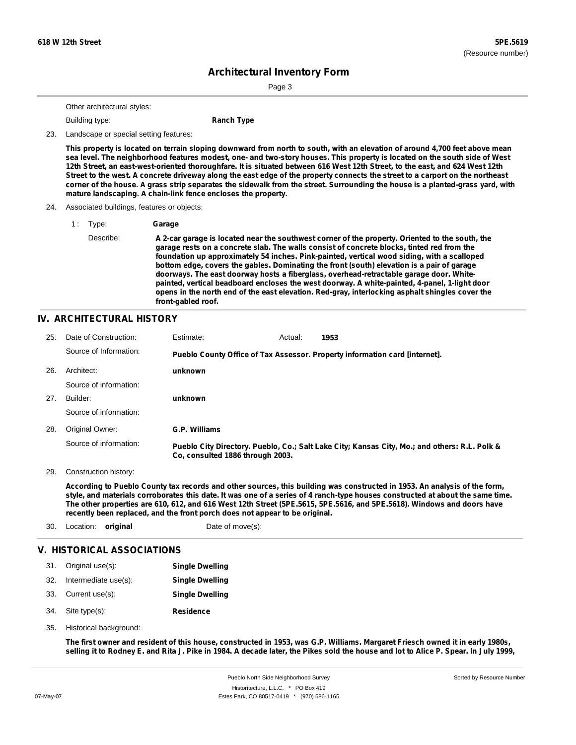Other architectural styles:

Building type: **Ranch Type**

23. Landscape or special setting features:

**This property is located on terrain sloping downward from north to south, with an elevation of around 4,700 feet above mean sea level. The neighborhood features modest, one- and two-story houses. This property is located on the south side of West 12th Street, an east-west-oriented thoroughfare. It is situated between 616 West 12th Street, to the east, and 624 West 12th Street to the west. A concrete driveway along the east edge of the property connects the street to a carport on the northeast corner of the house. A grass strip separates the sidewalk from the street. Surrounding the house is a planted-grass yard, with mature landscaping. A chain-link fence encloses the property.**

24. Associated buildings, features or objects:

1 : Type: **Garage**

Describe: **A 2-car garage is located near the southwest corner of the property. Oriented to the south, the garage rests on a concrete slab. The walls consist of concrete blocks, tinted red from the foundation up approximately 54 inches. Pink-painted, vertical wood siding, with a scalloped bottom edge, covers the gables. Dominating the front (south) elevation is a pair of garage doorways. The east doorway hosts a fiberglass, overhead-retractable garage door. White-painted, vertical beadboard encloses the west doorway. A white-painted, 4-panel, 1-light door opens in the north end of the east elevation. Red-gray, interlocking asphalt shingles cover the front-gabled roof.**

## IV. ARCHITECTURAL HISTORY

25. Date of Construction: Estimate: Actual: **1953**

Source of Information: **Pueblo County Office of Tax Assessor. Property information card [internet].**

26. Architect: **unknown**

Source of information:

27. Builder: **unknown**

Source of information:

28. Original Owner: **G.P. Williams**

Source of information: **Pueblo City Directory. Pueblo, Co.; Salt Lake City; Kansas City, Mo.; and others: R.L. Polk & Co, consulted 1886 through 2003.**

29. Construction history:

**According to Pueblo County tax records and other sources, this building was constructed in 1953. An analysis of the form, style, and materials corroborates this date. It was one of a series of 4 ranch-type houses constructed at about the same time. The other properties are 610, 612, and 616 West 12th Street (5PE.5615, 5PE.5616, and 5PE.5618). Windows and doors have recently been replaced, and the front porch does not appear to be original.**

30. Location: **original** Date of move(s):

## V. HISTORICAL ASSOCIATIONS

31. Original use(s): **Single Dwelling**
32. Intermediate use(s): **Single Dwelling**
33. Current use(s): **Single Dwelling**
34. Site type(s): **Residence**
35. Historical background:

**The first owner and resident of this house, constructed in 1953, was G.P. Williams. Margaret Friesch owned it in early 1980s, selling it to Rodney E. and Rita J. Pike in 1984. A decade later, the Pikes sold the house and lot to Alice P. Spear. In July 1999,**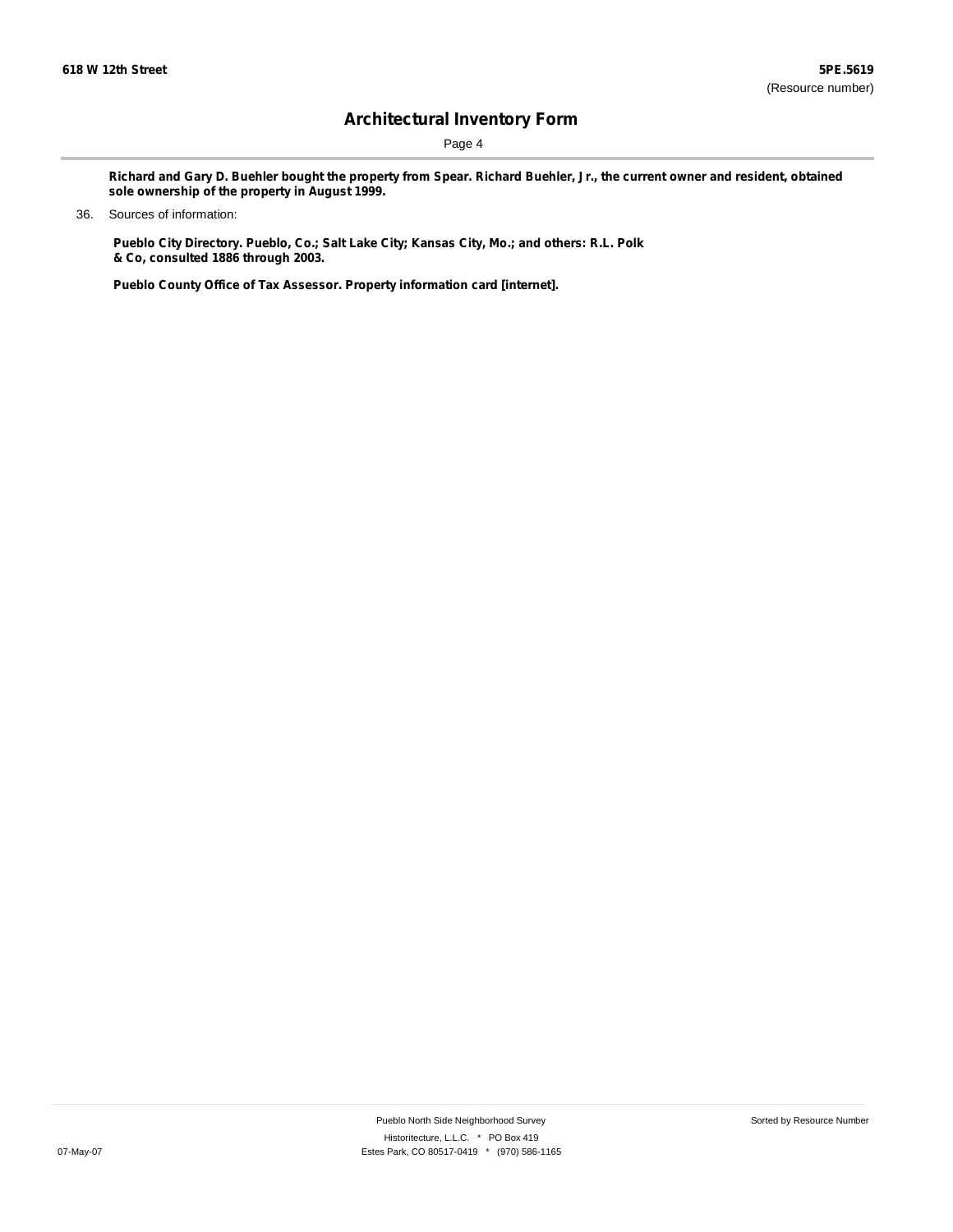**Richard and Gary D. Buehler bought the property from Spear. Richard Buehler, Jr., the current owner and resident, obtained sole ownership of the property in August 1999.**

36. Sources of information:

**Pueblo City Directory. Pueblo, Co.; Salt Lake City; Kansas City, Mo.; and others: R.L. Polk & Co, consulted 1886 through 2003.**

**Pueblo County Office of Tax Assessor. Property information card [internet].**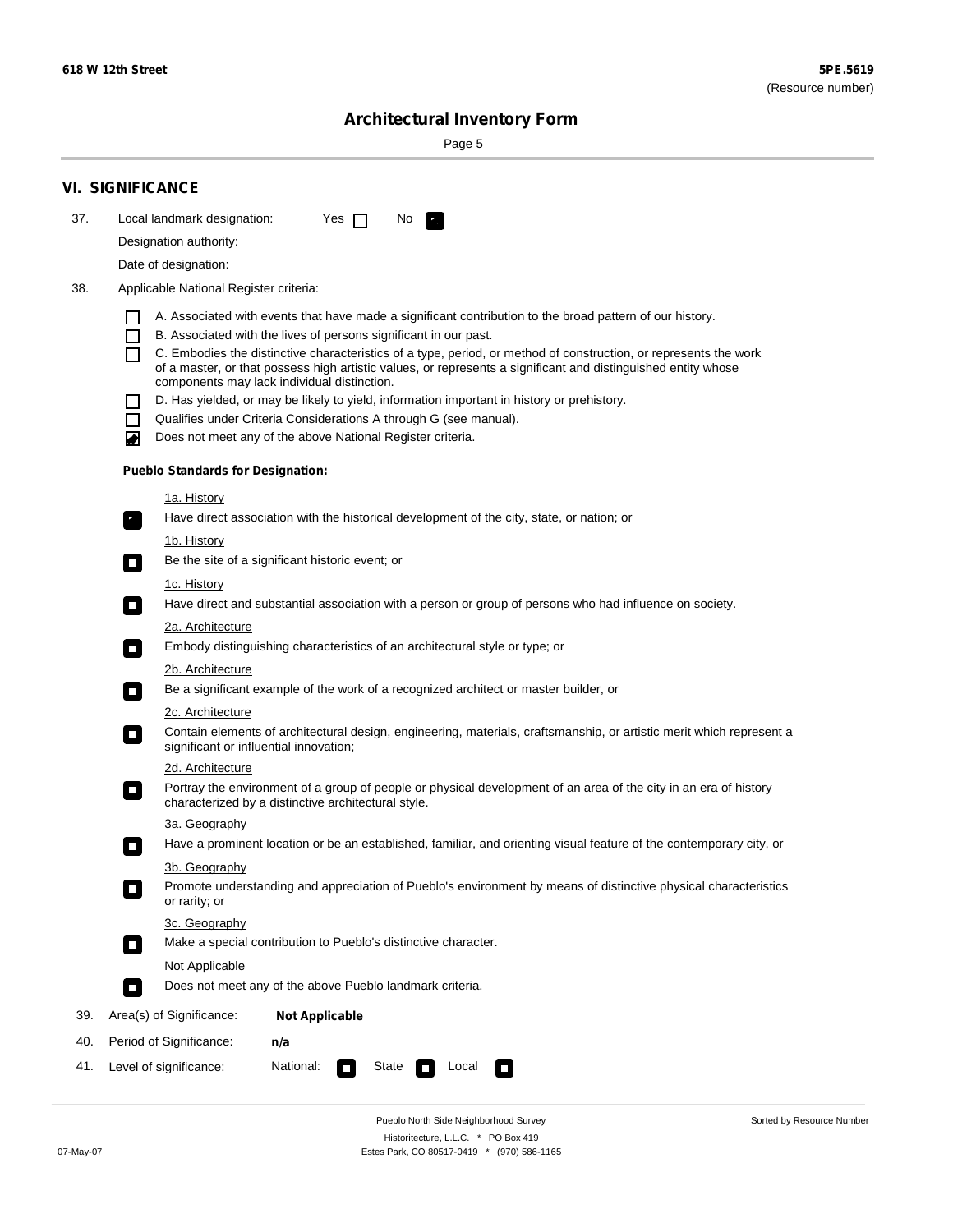**618 W 12th Street** **5PE.5619**
(Resource number)

## Architectural Inventory Form

## VI. SIGNIFICANCE

37. Local landmark designation: Yes ☐ No ☑

 Designation authority:

 Date of designation:

38. Applicable National Register criteria:

 ☐ A. Associated with events that have made a significant contribution to the broad pattern of our history.
 ☐ B. Associated with the lives of persons significant in our past.
 ☐ C. Embodies the distinctive characteristics of a type, period, or method of construction, or represents the work of a master, or that possess high artistic values, or represents a significant and distinguished entity whose components may lack individual distinction.
 ☐ D. Has yielded, or may be likely to yield, information important in history or prehistory.
 ☐ Qualifies under Criteria Considerations A through G (see manual).
 ☑ Does not meet any of the above National Register criteria.

 **Pueblo Standards for Designation:**

 1a. History
 ☑ Have direct association with the historical development of the city, state, or nation; or

 1b. History
 ☐ Be the site of a significant historic event; or

 1c. History
 ☐ Have direct and substantial association with a person or group of persons who had influence on society.

 2a. Architecture
 ☐ Embody distinguishing characteristics of an architectural style or type; or

 2b. Architecture
 ☐ Be a significant example of the work of a recognized architect or master builder, or

 2c. Architecture
 ☐ Contain elements of architectural design, engineering, materials, craftsmanship, or artistic merit which represent a significant or influential innovation;

 2d. Architecture
 ☐ Portray the environment of a group of people or physical development of an area of the city in an era of history characterized by a distinctive architectural style.

 3a. Geography
 ☐ Have a prominent location or be an established, familiar, and orienting visual feature of the contemporary city, or

 3b. Geography
 ☐ Promote understanding and appreciation of Pueblo's environment by means of distinctive physical characteristics or rarity; or

 3c. Geography
 ☐ Make a special contribution to Pueblo's distinctive character.

 Not Applicable
 ☐ Does not meet any of the above Pueblo landmark criteria.

39. Area(s) of Significance: **Not Applicable**

40. Period of Significance: **n/a**

41. Level of significance: National: ☐ State ☐ Local ☐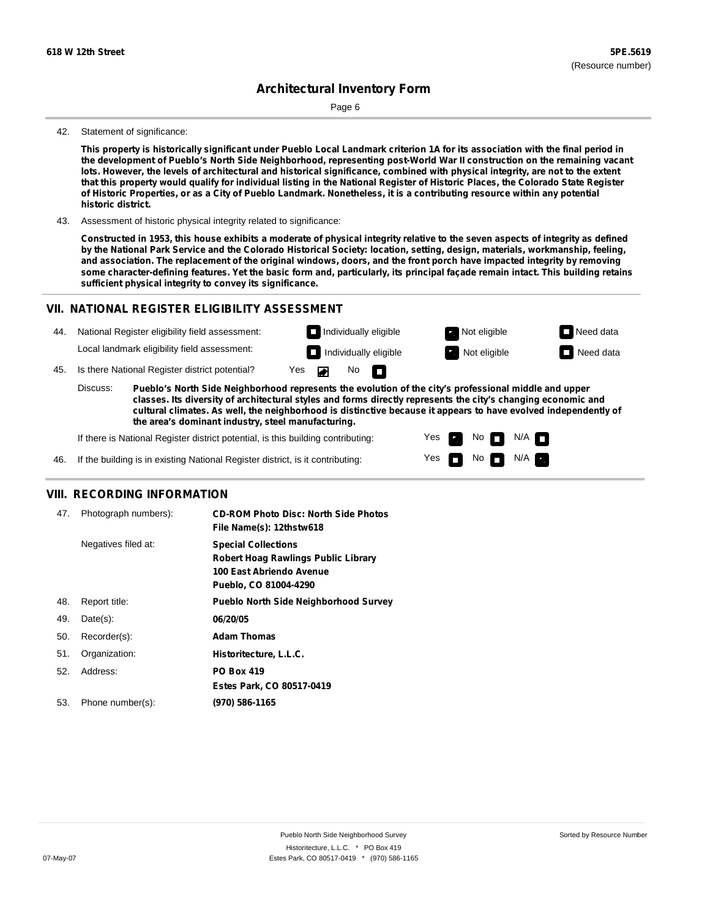42. Statement of significance:

**This property is historically significant under Pueblo Local Landmark criterion 1A for its association with the final period in the development of Pueblo's North Side Neighborhood, representing post-World War II construction on the remaining vacant lots. However, the levels of architectural and historical significance, combined with physical integrity, are not to the extent that this property would qualify for individual listing in the National Register of Historic Places, the Colorado State Register of Historic Properties, or as a City of Pueblo Landmark. Nonetheless, it is a contributing resource within any potential historic district.**

43. Assessment of historic physical integrity related to significance:

**Constructed in 1953, this house exhibits a moderate of physical integrity relative to the seven aspects of integrity as defined by the National Park Service and the Colorado Historical Society: location, setting, design, materials, workmanship, feeling, and association. The replacement of the original windows, doors, and the front porch have impacted integrity by removing some character-defining features. Yet the basic form and, particularly, its principal façade remain intact. This building retains sufficient physical integrity to convey its significance.**

## VII. NATIONAL REGISTER ELIGIBILITY ASSESSMENT

44. National Register eligibility field assessment: ☐ Individually eligible ☑ Not eligible ☐ Need data

Local landmark eligibility field assessment: ☐ Individually eligible ☑ Not eligible ☐ Need data

45. Is there National Register district potential? Yes ☑ No ☐

Discuss: **Pueblo's North Side Neighborhood represents the evolution of the city's professional middle and upper classes. Its diversity of architectural styles and forms directly represents the city's changing economic and cultural climates. As well, the neighborhood is distinctive because it appears to have evolved independently of the area's dominant industry, steel manufacturing.**

If there is National Register district potential, is this building contributing: Yes ☑ No ☐ N/A ☐

46. If the building is in existing National Register district, is it contributing: Yes ☐ No ☐ N/A ☑

## VIII. RECORDING INFORMATION

47. Photograph numbers): **CD-ROM Photo Disc: North Side Photos**
**File Name(s): 12thstw618**

Negatives filed at: **Special Collections**
**Robert Hoag Rawlings Public Library**
**100 East Abriendo Avenue**
**Pueblo, CO 81004-4290**

48. Report title: **Pueblo North Side Neighborhood Survey**

49. Date(s): **06/20/05**

50. Recorder(s): **Adam Thomas**

51. Organization: **Historitecture, L.L.C.**

52. Address: **PO Box 419**
**Estes Park, CO 80517-0419**

53. Phone number(s): **(970) 586-1165**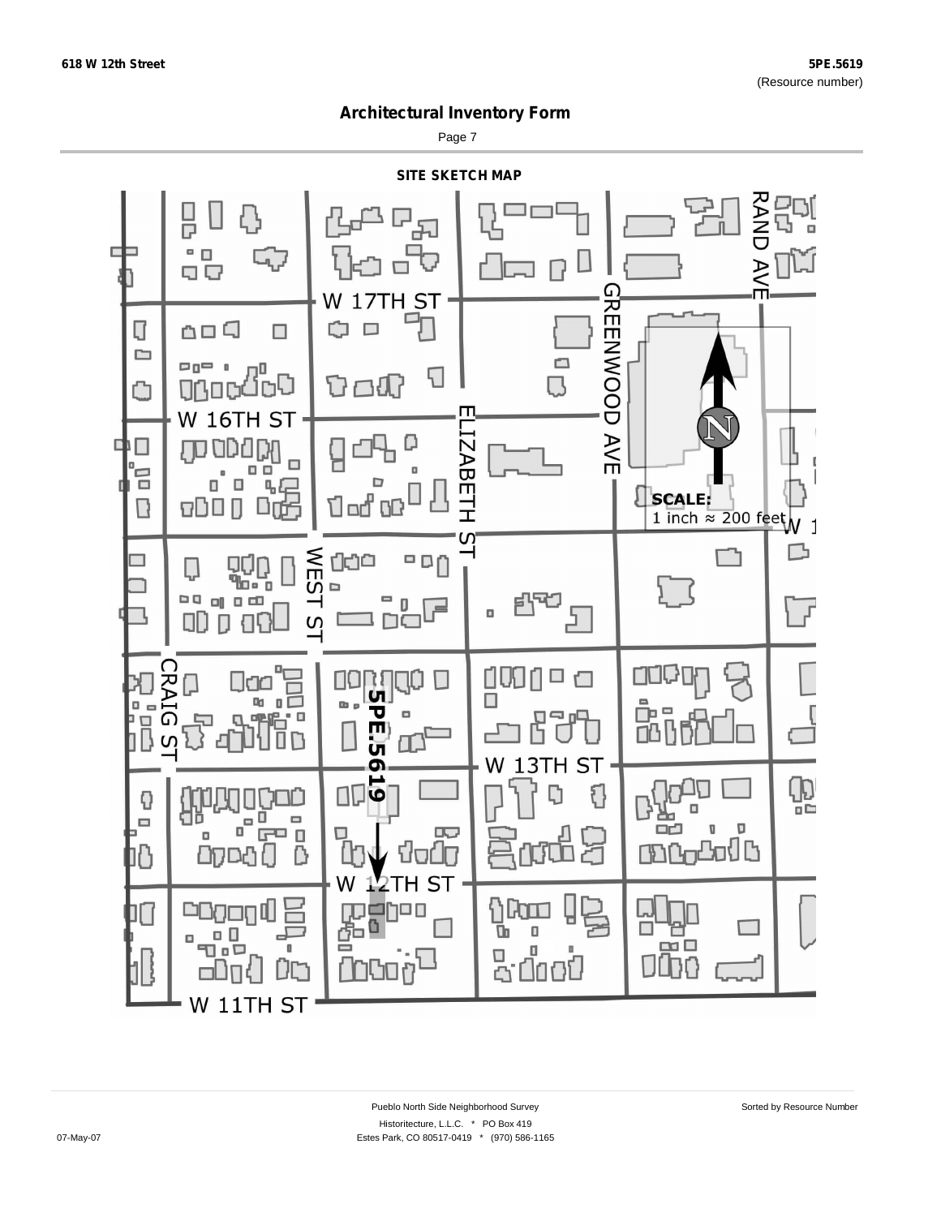# Architectural Inventory Form

## SITE SKETCH MAP

W 17TH ST

W 16TH ST

W 13TH ST

W 12TH ST

W 11TH ST

RAND AVE

GREENWOOD AVE

ELIZABETH ST

WEST ST

CRAIG ST

5PE.5619

N

**SCALE:**
1 inch ≈ 200 feet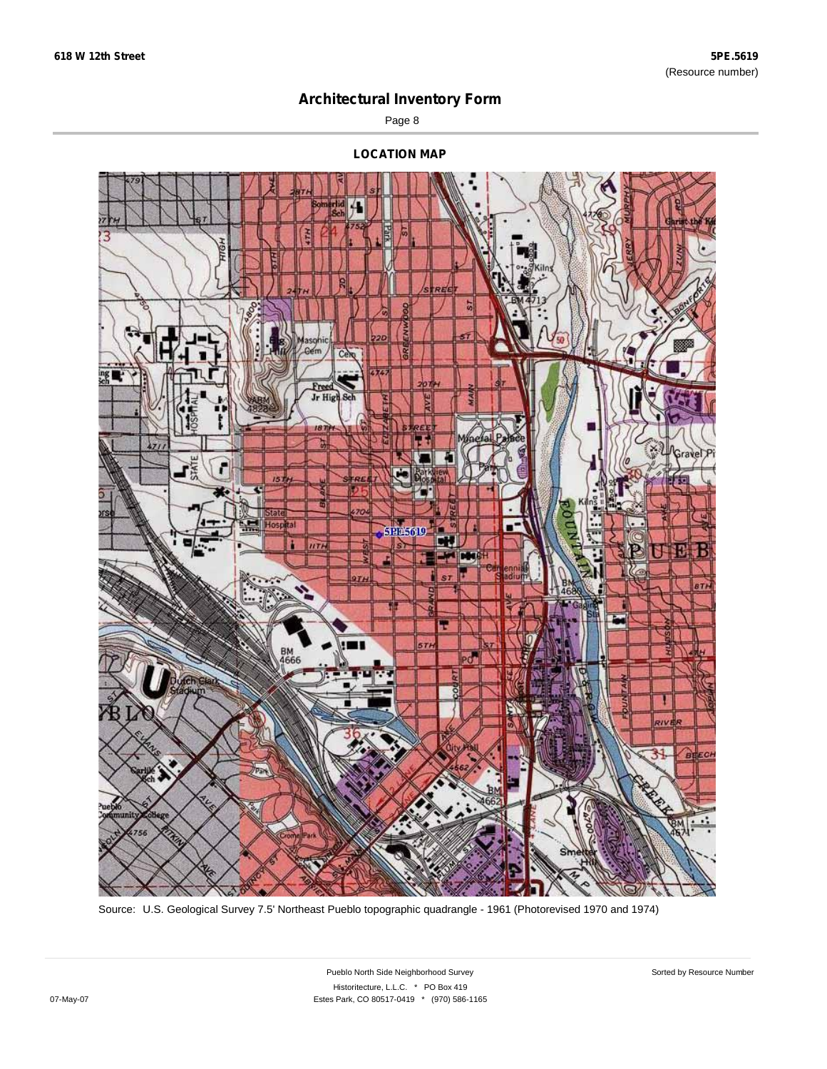# Architectural Inventory Form

## LOCATION MAP

Source: U.S. Geological Survey 7.5' Northeast Pueblo topographic quadrangle - 1961 (Photorevised 1970 and 1974)